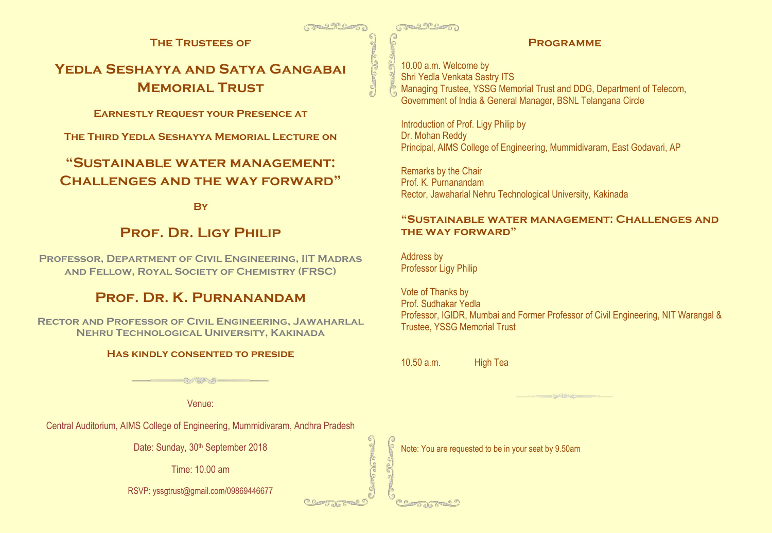### The Trustees of

# Yedla Seshayya and Satya Gangabai Memorial Trust

### Earnestly Request your Presence at

### The Third Yedla Seshayya Memorial Lecture on

## "Sustainable water management: Challenges and the way forward"

### By

## Prof. Dr. Ligy Philip

**Professor, Department of Civil Engineering, IIT Madras and Fellow, Royal Society of Chemistry (FRSC)**

## Prof. Dr. K. Purnanandam

**Rector and Professor of Civil Engineering, Jawaharlal Nehru Technological University, Kakinada**

### Has kindly consented to preside

Venue:

Central Auditorium, AIMS College of Engineering, Mummidivaram, Andhra Pradesh

Date: Sunday, 30th September 2018

Time: 10.00 am

RSVP: yssgtrust@gmail.com/09869446677

## Programme

10.00 a.m. Welcome by
Shri Yedla Venkata Sastry ITS
Managing Trustee, YSSG Memorial Trust and DDG, Department of Telecom, Government of India & General Manager, BSNL Telangana Circle

Introduction of Prof. Ligy Philip by
Dr. Mohan Reddy
Principal, AIMS College of Engineering, Mummidivaram, East Godavari, AP

Remarks by the Chair
Prof. K. Purnanandam
Rector, Jawaharlal Nehru Technological University, Kakinada

### "Sustainable water management: Challenges and the way forward"

Address by
Professor Ligy Philip

Vote of Thanks by
Prof. Sudhakar Yedla
Professor, IGIDR, Mumbai and Former Professor of Civil Engineering, NIT Warangal & Trustee, YSSG Memorial Trust

10.50 a.m. High Tea

Note: You are requested to be in your seat by 9.50am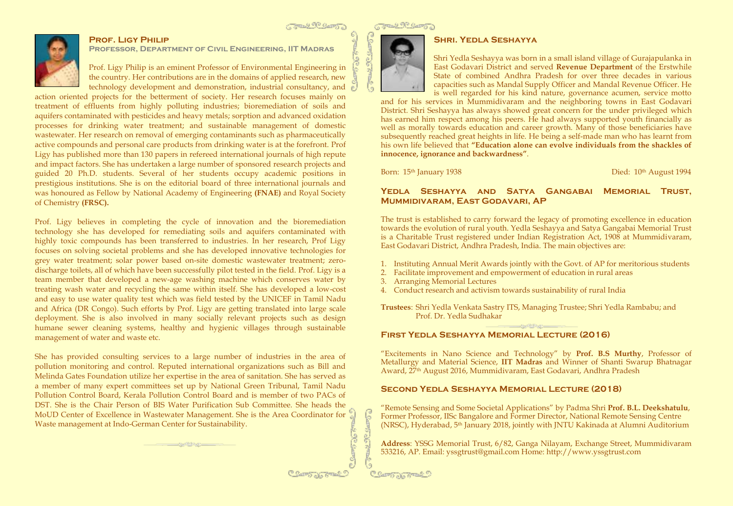## Prof. Ligy Philip

### Professor, Department of Civil Engineering, IIT Madras

Prof. Ligy Philip is an eminent Professor of Environmental Engineering in the country. Her contributions are in the domains of applied research, new technology development and demonstration, industrial consultancy, and action oriented projects for the betterment of society. Her research focuses mainly on treatment of effluents from highly polluting industries; bioremediation of soils and aquifers contaminated with pesticides and heavy metals; sorption and advanced oxidation processes for drinking water treatment; and sustainable management of domestic wastewater. Her research on removal of emerging contaminants such as pharmaceutically active compounds and personal care products from drinking water is at the forefront. Prof Ligy has published more than 130 papers in refereed international journals of high repute and impact factors. She has undertaken a large number of sponsored research projects and guided 20 Ph.D. students. Several of her students occupy academic positions in prestigious institutions. She is on the editorial board of three international journals and was honoured as Fellow by National Academy of Engineering **(FNAE)** and Royal Society of Chemistry **(FRSC).**

Prof. Ligy believes in completing the cycle of innovation and the bioremediation technology she has developed for remediating soils and aquifers contaminated with highly toxic compounds has been transferred to industries. In her research, Prof Ligy focuses on solving societal problems and she has developed innovative technologies for grey water treatment; solar power based on-site domestic wastewater treatment; zero-discharge toilets, all of which have been successfully pilot tested in the field. Prof. Ligy is a team member that developed a new-age washing machine which conserves water by treating wash water and recycling the same within itself. She has developed a low-cost and easy to use water quality test which was field tested by the UNICEF in Tamil Nadu and Africa (DR Congo). Such efforts by Prof. Ligy are getting translated into large scale deployment. She is also involved in many socially relevant projects such as design humane sewer cleaning systems, healthy and hygienic villages through sustainable management of water and waste etc.

She has provided consulting services to a large number of industries in the area of pollution monitoring and control. Reputed international organizations such as Bill and Melinda Gates Foundation utilize her expertise in the area of sanitation. She has served as a member of many expert committees set up by National Green Tribunal, Tamil Nadu Pollution Control Board, Kerala Pollution Control Board and is member of two PACs of DST. She is the Chair Person of BIS Water Purification Sub Committee. She heads the MoUD Center of Excellence in Wastewater Management. She is the Area Coordinator for Waste management at Indo-German Center for Sustainability.

## Shri. Yedla Seshayya

Shri Yedla Seshayya was born in a small island village of Gurajapulanka in East Godavari District and served **Revenue Department** of the Erstwhile State of combined Andhra Pradesh for over three decades in various capacities such as Mandal Supply Officer and Mandal Revenue Officer. He is well regarded for his kind nature, governance acumen, service motto and for his services in Mummidivaram and the neighboring towns in East Godavari District. Shri Seshayya has always showed great concern for the under privileged which has earned him respect among his peers. He had always supported youth financially as well as morally towards education and career growth. Many of those beneficiaries have subsequently reached great heights in life. He being a self-made man who has learnt from his own life believed that **"Education alone can evolve individuals from the shackles of innocence, ignorance and backwardness"**.

Born: 15th January 1938 Died: 10th August 1994

## Yedla Seshayya and Satya Gangabai Memorial Trust, Mummidivaram, East Godavari, AP

The trust is established to carry forward the legacy of promoting excellence in education towards the evolution of rural youth. Yedla Seshayya and Satya Gangabai Memorial Trust is a Charitable Trust registered under Indian Registration Act, 1908 at Mummidivaram, East Godavari District, Andhra Pradesh, India. The main objectives are:

1. Instituting Annual Merit Awards jointly with the Govt. of AP for meritorious students
2. Facilitate improvement and empowerment of education in rural areas
3. Arranging Memorial Lectures
4. Conduct research and activism towards sustainability of rural India

**Trustees**: Shri Yedla Venkata Sastry ITS, Managing Trustee; Shri Yedla Rambabu; and Prof. Dr. Yedla Sudhakar

## First Yedla Seshayya Memorial Lecture (2016)

"Excitements in Nano Science and Technology" by **Prof. B.S Murthy**, Professor of Metallurgy and Material Science, **IIT Madras** and Winner of Shanti Swarup Bhatnagar Award, 27th August 2016, Mummidivaram, East Godavari, Andhra Pradesh

## Second Yedla Seshayya Memorial Lecture (2018)

"Remote Sensing and Some Societal Applications" by Padma Shri **Prof. B.L. Deekshatulu**, Former Professor, IISc Bangalore and Former Director, National Remote Sensing Centre (NRSC), Hyderabad, 5th January 2018, jointly with JNTU Kakinada at Alumni Auditorium

**Address**: YSSG Memorial Trust, 6/82, Ganga Nilayam, Exchange Street, Mummidivaram 533216, AP. Email: yssgtrust@gmail.com Home: http://www.yssgtrust.com